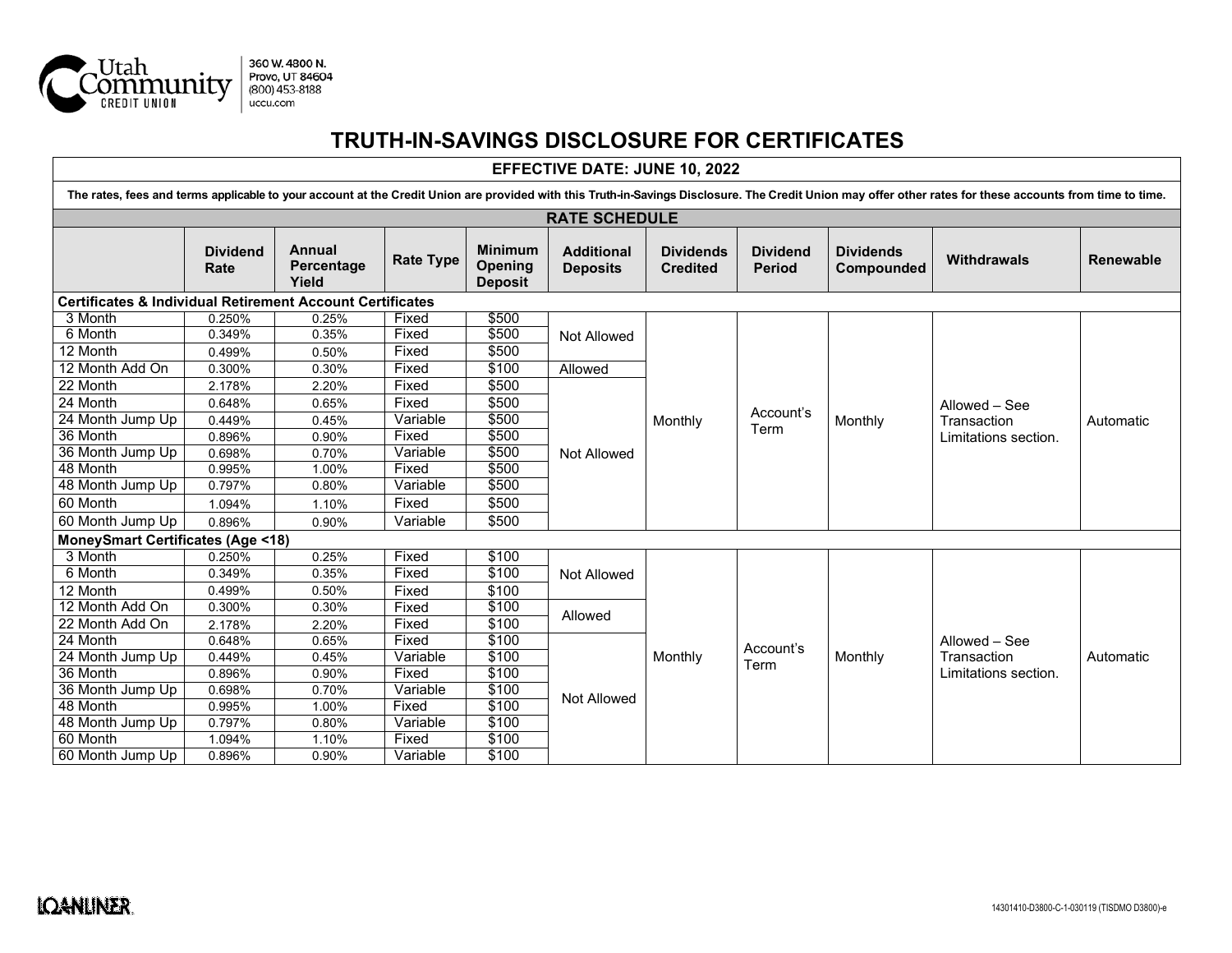Utah Community Credit Union
360 W. 4800 N.
Provo, UT 84604
(800) 453-8188
uccu.com

# TRUTH-IN-SAVINGS DISCLOSURE FOR CERTIFICATES

**EFFECTIVE DATE: JUNE 10, 2022**

**The rates, fees and terms applicable to your account at the Credit Union are provided with this Truth-in-Savings Disclosure. The Credit Union may offer other rates for these accounts from time to time.**

## RATE SCHEDULE

| | Dividend Rate | Annual Percentage Yield | Rate Type | Minimum Opening Deposit | Additional Deposits | Dividends Credited | Dividend Period | Dividends Compounded | Withdrawals | Renewable |
|---|---|---|---|---|---|---|---|---|---|---|
| **Certificates & Individual Retirement Account Certificates** | | | | | | | | | | |
| 3 Month | 0.250% | 0.25% | Fixed | $500 | Not Allowed | Monthly | Account's Term | Monthly | Allowed – See Transaction Limitations section. | Automatic |
| 6 Month | 0.349% | 0.35% | Fixed | $500 | Not Allowed | Monthly | Account's Term | Monthly | Allowed – See Transaction Limitations section. | Automatic |
| 12 Month | 0.499% | 0.50% | Fixed | $500 | Not Allowed | Monthly | Account's Term | Monthly | Allowed – See Transaction Limitations section. | Automatic |
| 12 Month Add On | 0.300% | 0.30% | Fixed | $100 | Allowed | Monthly | Account's Term | Monthly | Allowed – See Transaction Limitations section. | Automatic |
| 22 Month | 2.178% | 2.20% | Fixed | $500 | Not Allowed | Monthly | Account's Term | Monthly | Allowed – See Transaction Limitations section. | Automatic |
| 24 Month | 0.648% | 0.65% | Fixed | $500 | Not Allowed | Monthly | Account's Term | Monthly | Allowed – See Transaction Limitations section. | Automatic |
| 24 Month Jump Up | 0.449% | 0.45% | Variable | $500 | Not Allowed | Monthly | Account's Term | Monthly | Allowed – See Transaction Limitations section. | Automatic |
| 36 Month | 0.896% | 0.90% | Fixed | $500 | Not Allowed | Monthly | Account's Term | Monthly | Allowed – See Transaction Limitations section. | Automatic |
| 36 Month Jump Up | 0.698% | 0.70% | Variable | $500 | Not Allowed | Monthly | Account's Term | Monthly | Allowed – See Transaction Limitations section. | Automatic |
| 48 Month | 0.995% | 1.00% | Fixed | $500 | Not Allowed | Monthly | Account's Term | Monthly | Allowed – See Transaction Limitations section. | Automatic |
| 48 Month Jump Up | 0.797% | 0.80% | Variable | $500 | Not Allowed | Monthly | Account's Term | Monthly | Allowed – See Transaction Limitations section. | Automatic |
| 60 Month | 1.094% | 1.10% | Fixed | $500 | Not Allowed | Monthly | Account's Term | Monthly | Allowed – See Transaction Limitations section. | Automatic |
| 60 Month Jump Up | 0.896% | 0.90% | Variable | $500 | Not Allowed | Monthly | Account's Term | Monthly | Allowed – See Transaction Limitations section. | Automatic |
| **MoneySmart Certificates (Age <18)** | | | | | | | | | | |
| 3 Month | 0.250% | 0.25% | Fixed | $100 | Not Allowed | Monthly | Account's Term | Monthly | Allowed – See Transaction Limitations section. | Automatic |
| 6 Month | 0.349% | 0.35% | Fixed | $100 | Not Allowed | Monthly | Account's Term | Monthly | Allowed – See Transaction Limitations section. | Automatic |
| 12 Month | 0.499% | 0.50% | Fixed | $100 | Not Allowed | Monthly | Account's Term | Monthly | Allowed – See Transaction Limitations section. | Automatic |
| 12 Month Add On | 0.300% | 0.30% | Fixed | $100 | Allowed | Monthly | Account's Term | Monthly | Allowed – See Transaction Limitations section. | Automatic |
| 22 Month Add On | 2.178% | 2.20% | Fixed | $100 | Allowed | Monthly | Account's Term | Monthly | Allowed – See Transaction Limitations section. | Automatic |
| 24 Month | 0.648% | 0.65% | Fixed | $100 | Not Allowed | Monthly | Account's Term | Monthly | Allowed – See Transaction Limitations section. | Automatic |
| 24 Month Jump Up | 0.449% | 0.45% | Variable | $100 | Not Allowed | Monthly | Account's Term | Monthly | Allowed – See Transaction Limitations section. | Automatic |
| 36 Month | 0.896% | 0.90% | Fixed | $100 | Not Allowed | Monthly | Account's Term | Monthly | Allowed – See Transaction Limitations section. | Automatic |
| 36 Month Jump Up | 0.698% | 0.70% | Variable | $100 | Not Allowed | Monthly | Account's Term | Monthly | Allowed – See Transaction Limitations section. | Automatic |
| 48 Month | 0.995% | 1.00% | Fixed | $100 | Not Allowed | Monthly | Account's Term | Monthly | Allowed – See Transaction Limitations section. | Automatic |
| 48 Month Jump Up | 0.797% | 0.80% | Variable | $100 | Not Allowed | Monthly | Account's Term | Monthly | Allowed – See Transaction Limitations section. | Automatic |
| 60 Month | 1.094% | 1.10% | Fixed | $100 | Not Allowed | Monthly | Account's Term | Monthly | Allowed – See Transaction Limitations section. | Automatic |
| 60 Month Jump Up | 0.896% | 0.90% | Variable | $100 | Not Allowed | Monthly | Account's Term | Monthly | Allowed – See Transaction Limitations section. | Automatic |

LOANLINER

14301410-D3800-C-1-030119 (TISDMO D3800)-e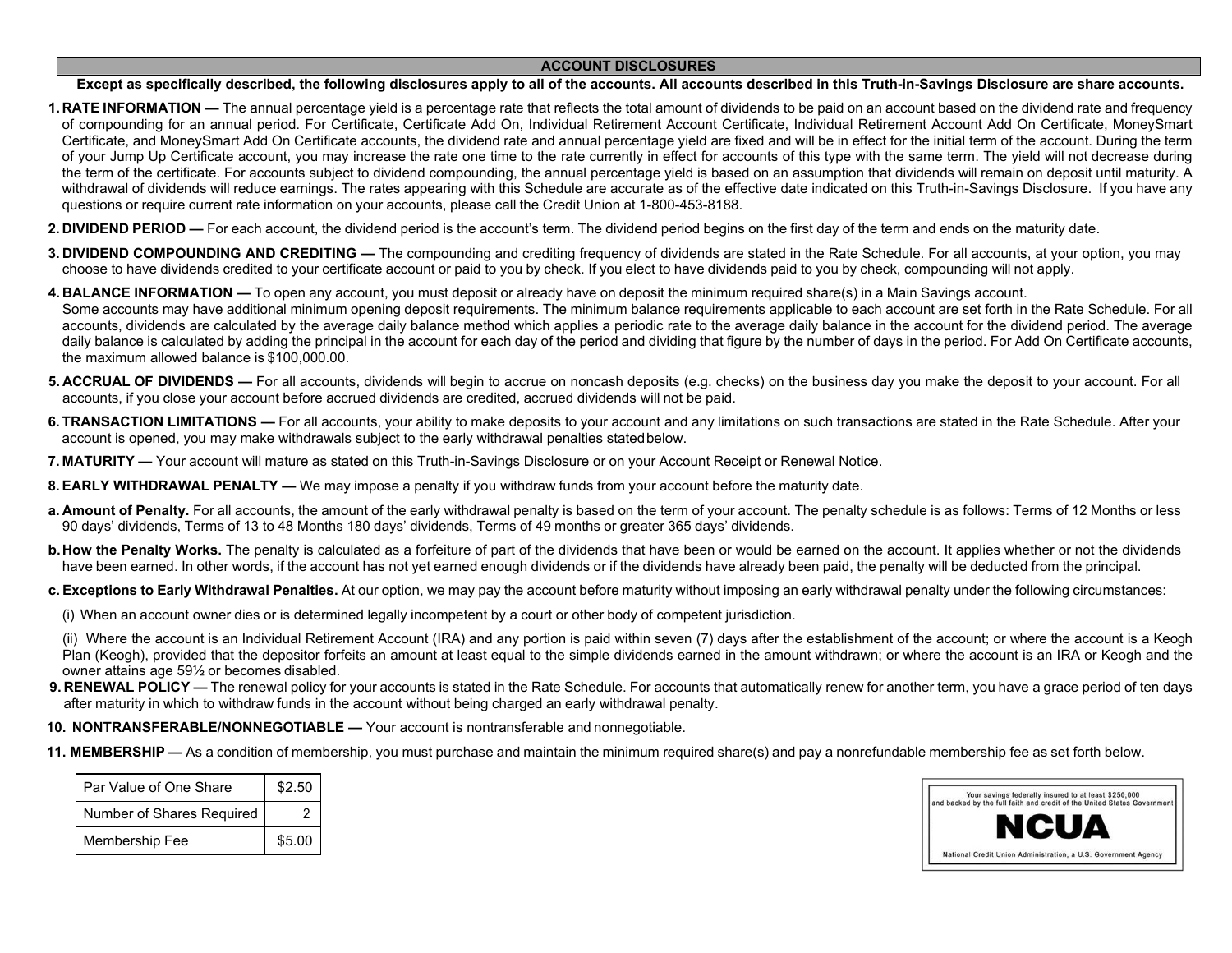## ACCOUNT DISCLOSURES

**Except as specifically described, the following disclosures apply to all of the accounts. All accounts described in this Truth-in-Savings Disclosure are share accounts.**

1. **RATE INFORMATION —** The annual percentage yield is a percentage rate that reflects the total amount of dividends to be paid on an account based on the dividend rate and frequency of compounding for an annual period. For Certificate, Certificate Add On, Individual Retirement Account Certificate, Individual Retirement Account Add On Certificate, MoneySmart Certificate, and MoneySmart Add On Certificate accounts, the dividend rate and annual percentage yield are fixed and will be in effect for the initial term of the account. During the term of your Jump Up Certificate account, you may increase the rate one time to the rate currently in effect for accounts of this type with the same term. The yield will not decrease during the term of the certificate. For accounts subject to dividend compounding, the annual percentage yield is based on an assumption that dividends will remain on deposit until maturity. A withdrawal of dividends will reduce earnings. The rates appearing with this Schedule are accurate as of the effective date indicated on this Truth-in-Savings Disclosure. If you have any questions or require current rate information on your accounts, please call the Credit Union at 1-800-453-8188.

2. **DIVIDEND PERIOD —** For each account, the dividend period is the account's term. The dividend period begins on the first day of the term and ends on the maturity date.

3. **DIVIDEND COMPOUNDING AND CREDITING —** The compounding and crediting frequency of dividends are stated in the Rate Schedule. For all accounts, at your option, you may choose to have dividends credited to your certificate account or paid to you by check. If you elect to have dividends paid to you by check, compounding will not apply.

4. **BALANCE INFORMATION —** To open any account, you must deposit or already have on deposit the minimum required share(s) in a Main Savings account. Some accounts may have additional minimum opening deposit requirements. The minimum balance requirements applicable to each account are set forth in the Rate Schedule. For all accounts, dividends are calculated by the average daily balance method which applies a periodic rate to the average daily balance in the account for the dividend period. The average daily balance is calculated by adding the principal in the account for each day of the period and dividing that figure by the number of days in the period. For Add On Certificate accounts, the maximum allowed balance is $100,000.00.

5. **ACCRUAL OF DIVIDENDS —** For all accounts, dividends will begin to accrue on noncash deposits (e.g. checks) on the business day you make the deposit to your account. For all accounts, if you close your account before accrued dividends are credited, accrued dividends will not be paid.

6. **TRANSACTION LIMITATIONS —** For all accounts, your ability to make deposits to your account and any limitations on such transactions are stated in the Rate Schedule. After your account is opened, you may make withdrawals subject to the early withdrawal penalties stated below.

7. **MATURITY —** Your account will mature as stated on this Truth-in-Savings Disclosure or on your Account Receipt or Renewal Notice.

8. **EARLY WITHDRAWAL PENALTY —** We may impose a penalty if you withdraw funds from your account before the maturity date.

   a. **Amount of Penalty.** For all accounts, the amount of the early withdrawal penalty is based on the term of your account. The penalty schedule is as follows: Terms of 12 Months or less 90 days' dividends, Terms of 13 to 48 Months 180 days' dividends, Terms of 49 months or greater 365 days' dividends.

   b. **How the Penalty Works.** The penalty is calculated as a forfeiture of part of the dividends that have been or would be earned on the account. It applies whether or not the dividends have been earned. In other words, if the account has not yet earned enough dividends or if the dividends have already been paid, the penalty will be deducted from the principal.

   c. **Exceptions to Early Withdrawal Penalties.** At our option, we may pay the account before maturity without imposing an early withdrawal penalty under the following circumstances:

      (i) When an account owner dies or is determined legally incompetent by a court or other body of competent jurisdiction.

      (ii) Where the account is an Individual Retirement Account (IRA) and any portion is paid within seven (7) days after the establishment of the account; or where the account is a Keogh Plan (Keogh), provided that the depositor forfeits an amount at least equal to the simple dividends earned in the amount withdrawn; or where the account is an IRA or Keogh and the owner attains age 59½ or becomes disabled.

9. **RENEWAL POLICY —** The renewal policy for your accounts is stated in the Rate Schedule. For accounts that automatically renew for another term, you have a grace period of ten days after maturity in which to withdraw funds in the account without being charged an early withdrawal penalty.

10. **NONTRANSFERABLE/NONNEGOTIABLE —** Your account is nontransferable and nonnegotiable.

11. **MEMBERSHIP —** As a condition of membership, you must purchase and maintain the minimum required share(s) and pay a nonrefundable membership fee as set forth below.

| | |
|---|---|
| Par Value of One Share | $2.50 |
| Number of Shares Required | 2 |
| Membership Fee | $5.00 |

Your savings federally insured to at least $250,000 and backed by the full faith and credit of the United States Government

NCUA

National Credit Union Administration, a U.S. Government Agency